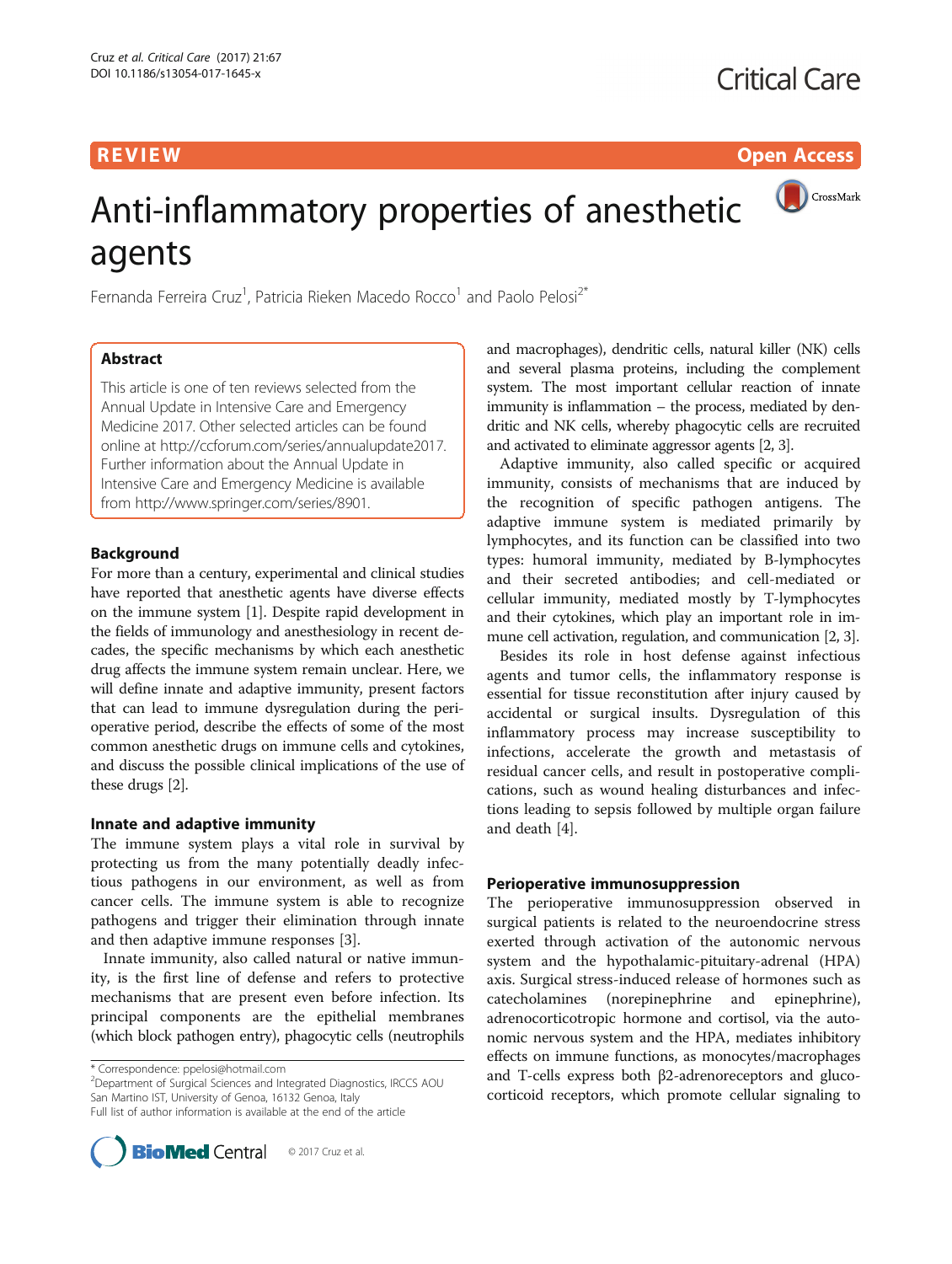REVIEW

Open Access

# Anti-inflammatory properties of anesthetic agents

Fernanda Ferreira Cruz[1], Patricia Rieken Macedo Rocco[1] and Paolo Pelosi[2*]

## Abstract

This article is one of ten reviews selected from the Annual Update in Intensive Care and Emergency Medicine 2017. Other selected articles can be found online at http://ccforum.com/series/annualupdate2017. Further information about the Annual Update in Intensive Care and Emergency Medicine is available from http://www.springer.com/series/8901.

## Background

For more than a century, experimental and clinical studies have reported that anesthetic agents have diverse effects on the immune system [1]. Despite rapid development in the fields of immunology and anesthesiology in recent decades, the specific mechanisms by which each anesthetic drug affects the immune system remain unclear. Here, we will define innate and adaptive immunity, present factors that can lead to immune dysregulation during the perioperative period, describe the effects of some of the most common anesthetic drugs on immune cells and cytokines, and discuss the possible clinical implications of the use of these drugs [2].

### Innate and adaptive immunity

The immune system plays a vital role in survival by protecting us from the many potentially deadly infectious pathogens in our environment, as well as from cancer cells. The immune system is able to recognize pathogens and trigger their elimination through innate and then adaptive immune responses [3].

Innate immunity, also called natural or native immunity, is the first line of defense and refers to protective mechanisms that are present even before infection. Its principal components are the epithelial membranes (which block pathogen entry), phagocytic cells (neutrophils and macrophages), dendritic cells, natural killer (NK) cells and several plasma proteins, including the complement system. The most important cellular reaction of innate immunity is inflammation – the process, mediated by dendritic and NK cells, whereby phagocytic cells are recruited and activated to eliminate aggressor agents [2, 3].

Adaptive immunity, also called specific or acquired immunity, consists of mechanisms that are induced by the recognition of specific pathogen antigens. The adaptive immune system is mediated primarily by lymphocytes, and its function can be classified into two types: humoral immunity, mediated by B-lymphocytes and their secreted antibodies; and cell-mediated or cellular immunity, mediated mostly by T-lymphocytes and their cytokines, which play an important role in immune cell activation, regulation, and communication [2, 3].

Besides its role in host defense against infectious agents and tumor cells, the inflammatory response is essential for tissue reconstitution after injury caused by accidental or surgical insults. Dysregulation of this inflammatory process may increase susceptibility to infections, accelerate the growth and metastasis of residual cancer cells, and result in postoperative complications, such as wound healing disturbances and infections leading to sepsis followed by multiple organ failure and death [4].

### Perioperative immunosuppression

The perioperative immunosuppression observed in surgical patients is related to the neuroendocrine stress exerted through activation of the autonomic nervous system and the hypothalamic-pituitary-adrenal (HPA) axis. Surgical stress-induced release of hormones such as catecholamines (norepinephrine and epinephrine), adrenocorticotropic hormone and cortisol, via the autonomic nervous system and the HPA, mediates inhibitory effects on immune functions, as monocytes/macrophages and T-cells express both β2-adrenoreceptors and glucocorticoid receptors, which promote cellular signaling to

* Correspondence: ppelosi@hotmail.com
[2]Department of Surgical Sciences and Integrated Diagnostics, IRCCS AOU San Martino IST, University of Genoa, 16132 Genoa, Italy
Full list of author information is available at the end of the article

© 2017 Cruz et al.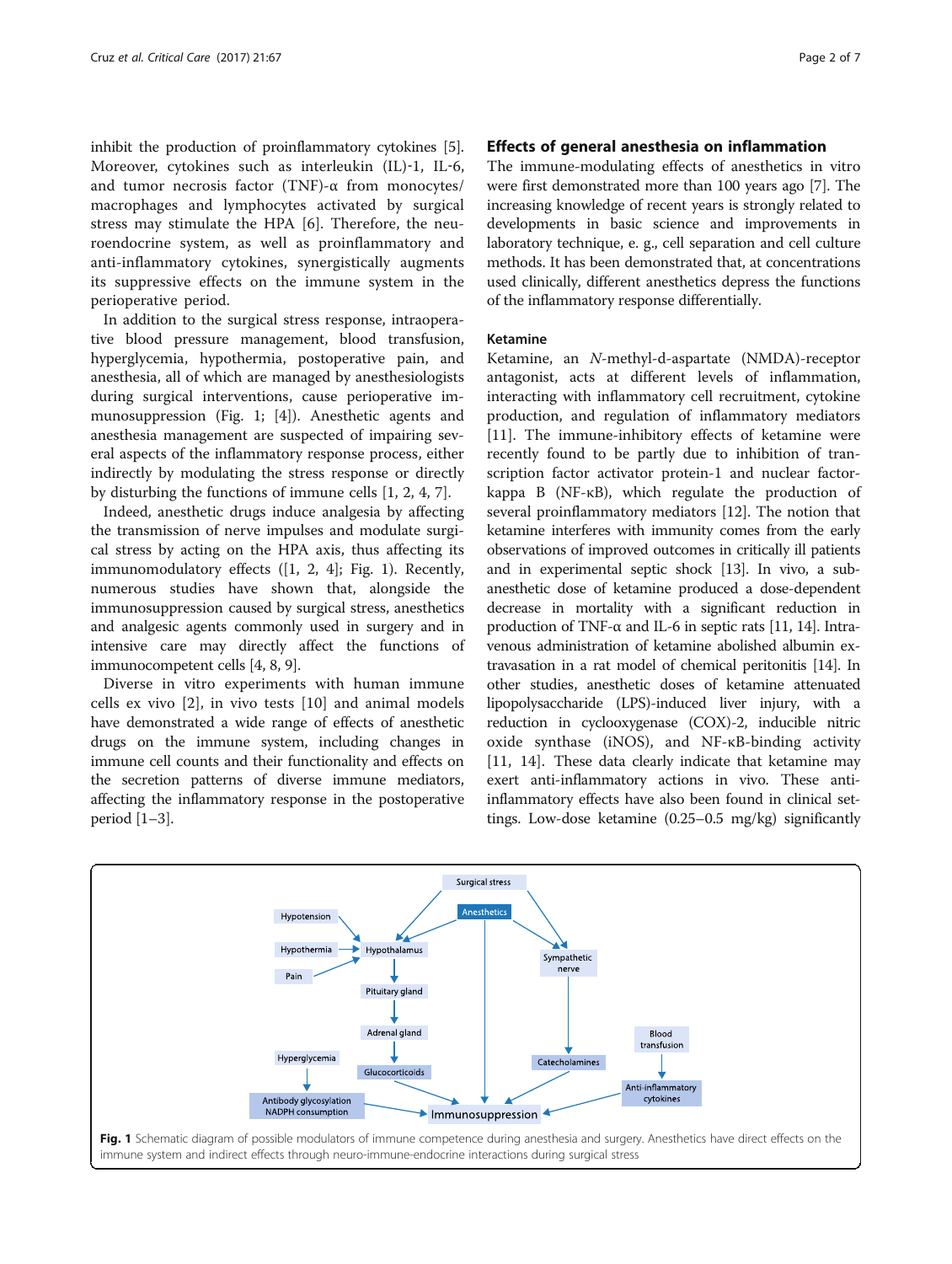inhibit the production of proinflammatory cytokines [5]. Moreover, cytokines such as interleukin (IL)-1, IL-6, and tumor necrosis factor (TNF)-α from monocytes/macrophages and lymphocytes activated by surgical stress may stimulate the HPA [6]. Therefore, the neuroendocrine system, as well as proinflammatory and anti-inflammatory cytokines, synergistically augments its suppressive effects on the immune system in the perioperative period.

In addition to the surgical stress response, intraoperative blood pressure management, blood transfusion, hyperglycemia, hypothermia, postoperative pain, and anesthesia, all of which are managed by anesthesiologists during surgical interventions, cause perioperative immunosuppression (Fig. 1; [4]). Anesthetic agents and anesthesia management are suspected of impairing several aspects of the inflammatory response process, either indirectly by modulating the stress response or directly by disturbing the functions of immune cells [1, 2, 4, 7].

Indeed, anesthetic drugs induce analgesia by affecting the transmission of nerve impulses and modulate surgical stress by acting on the HPA axis, thus affecting its immunomodulatory effects ([1, 2, 4]; Fig. 1). Recently, numerous studies have shown that, alongside the immunosuppression caused by surgical stress, anesthetics and analgesic agents commonly used in surgery and in intensive care may directly affect the functions of immunocompetent cells [4, 8, 9].

Diverse in vitro experiments with human immune cells ex vivo [2], in vivo tests [10] and animal models have demonstrated a wide range of effects of anesthetic drugs on the immune system, including changes in immune cell counts and their functionality and effects on the secretion patterns of diverse immune mediators, affecting the inflammatory response in the postoperative period [1–3].

## Effects of general anesthesia on inflammation

The immune-modulating effects of anesthetics in vitro were first demonstrated more than 100 years ago [7]. The increasing knowledge of recent years is strongly related to developments in basic science and improvements in laboratory technique, e. g., cell separation and cell culture methods. It has been demonstrated that, at concentrations used clinically, different anesthetics depress the functions of the inflammatory response differentially.

### Ketamine

Ketamine, an *N*-methyl-d-aspartate (NMDA)-receptor antagonist, acts at different levels of inflammation, interacting with inflammatory cell recruitment, cytokine production, and regulation of inflammatory mediators [11]. The immune-inhibitory effects of ketamine were recently found to be partly due to inhibition of transcription factor activator protein-1 and nuclear factor-kappa B (NF-κB), which regulate the production of several proinflammatory mediators [12]. The notion that ketamine interferes with immunity comes from the early observations of improved outcomes in critically ill patients and in experimental septic shock [13]. In vivo, a subanesthetic dose of ketamine produced a dose-dependent decrease in mortality with a significant reduction in production of TNF-α and IL-6 in septic rats [11, 14]. Intravenous administration of ketamine abolished albumin extravasation in a rat model of chemical peritonitis [14]. In other studies, anesthetic doses of ketamine attenuated lipopolysaccharide (LPS)-induced liver injury, with a reduction in cyclooxygenase (COX)-2, inducible nitric oxide synthase (iNOS), and NF-κB-binding activity [11, 14]. These data clearly indicate that ketamine may exert anti-inflammatory actions in vivo. These anti-inflammatory effects have also been found in clinical settings. Low-dose ketamine (0.25–0.5 mg/kg) significantly

**Fig. 1** Schematic diagram of possible modulators of immune competence during anesthesia and surgery. Anesthetics have direct effects on the immune system and indirect effects through neuro-immune-endocrine interactions during surgical stress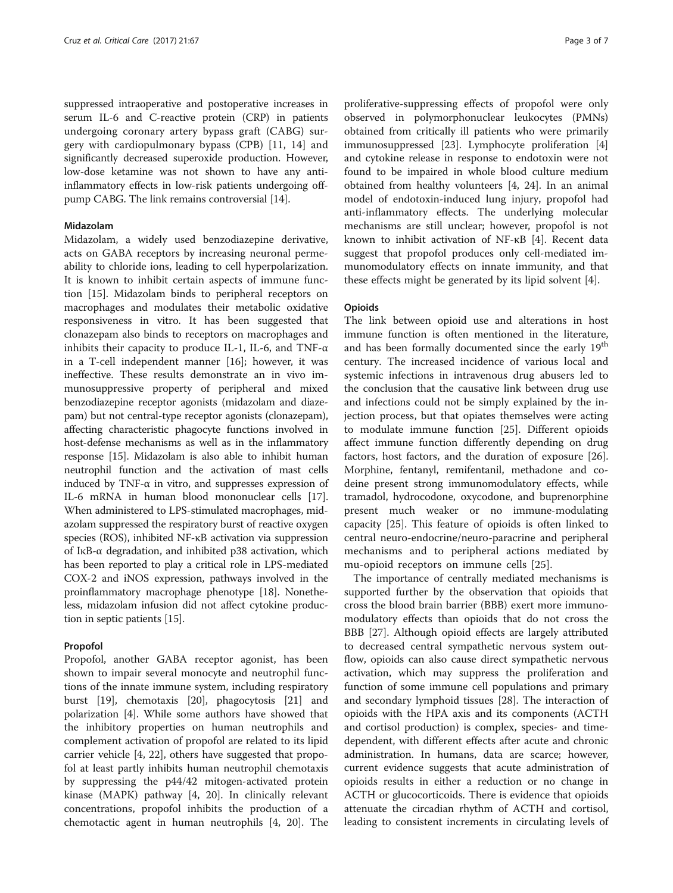suppressed intraoperative and postoperative increases in serum IL-6 and C-reactive protein (CRP) in patients undergoing coronary artery bypass graft (CABG) surgery with cardiopulmonary bypass (CPB) [11, 14] and significantly decreased superoxide production. However, low-dose ketamine was not shown to have any anti-inflammatory effects in low-risk patients undergoing off-pump CABG. The link remains controversial [14].

### Midazolam

Midazolam, a widely used benzodiazepine derivative, acts on GABA receptors by increasing neuronal permeability to chloride ions, leading to cell hyperpolarization. It is known to inhibit certain aspects of immune function [15]. Midazolam binds to peripheral receptors on macrophages and modulates their metabolic oxidative responsiveness in vitro. It has been suggested that clonazepam also binds to receptors on macrophages and inhibits their capacity to produce IL-1, IL-6, and TNF-α in a T-cell independent manner [16]; however, it was ineffective. These results demonstrate an in vivo immunosuppressive property of peripheral and mixed benzodiazepine receptor agonists (midazolam and diazepam) but not central-type receptor agonists (clonazepam), affecting characteristic phagocyte functions involved in host-defense mechanisms as well as in the inflammatory response [15]. Midazolam is also able to inhibit human neutrophil function and the activation of mast cells induced by TNF-α in vitro, and suppresses expression of IL-6 mRNA in human blood mononuclear cells [17]. When administered to LPS-stimulated macrophages, midazolam suppressed the respiratory burst of reactive oxygen species (ROS), inhibited NF-κB activation via suppression of IκB-α degradation, and inhibited p38 activation, which has been reported to play a critical role in LPS-mediated COX-2 and iNOS expression, pathways involved in the proinflammatory macrophage phenotype [18]. Nonetheless, midazolam infusion did not affect cytokine production in septic patients [15].

### Propofol

Propofol, another GABA receptor agonist, has been shown to impair several monocyte and neutrophil functions of the innate immune system, including respiratory burst [19], chemotaxis [20], phagocytosis [21] and polarization [4]. While some authors have showed that the inhibitory properties on human neutrophils and complement activation of propofol are related to its lipid carrier vehicle [4, 22], others have suggested that propofol at least partly inhibits human neutrophil chemotaxis by suppressing the p44/42 mitogen-activated protein kinase (MAPK) pathway [4, 20]. In clinically relevant concentrations, propofol inhibits the production of a chemotactic agent in human neutrophils [4, 20]. The proliferative-suppressing effects of propofol were only observed in polymorphonuclear leukocytes (PMNs) obtained from critically ill patients who were primarily immunosuppressed [23]. Lymphocyte proliferation [4] and cytokine release in response to endotoxin were not found to be impaired in whole blood culture medium obtained from healthy volunteers [4, 24]. In an animal model of endotoxin-induced lung injury, propofol had anti-inflammatory effects. The underlying molecular mechanisms are still unclear; however, propofol is not known to inhibit activation of NF-κB [4]. Recent data suggest that propofol produces only cell-mediated immunomodulatory effects on innate immunity, and that these effects might be generated by its lipid solvent [4].

### Opioids

The link between opioid use and alterations in host immune function is often mentioned in the literature, and has been formally documented since the early 19th century. The increased incidence of various local and systemic infections in intravenous drug abusers led to the conclusion that the causative link between drug use and infections could not be simply explained by the injection process, but that opiates themselves were acting to modulate immune function [25]. Different opioids affect immune function differently depending on drug factors, host factors, and the duration of exposure [26]. Morphine, fentanyl, remifentanil, methadone and codeine present strong immunomodulatory effects, while tramadol, hydrocodone, oxycodone, and buprenorphine present much weaker or no immune-modulating capacity [25]. This feature of opioids is often linked to central neuro-endocrine/neuro-paracrine and peripheral mechanisms and to peripheral actions mediated by mu-opioid receptors on immune cells [25].

The importance of centrally mediated mechanisms is supported further by the observation that opioids that cross the blood brain barrier (BBB) exert more immunomodulatory effects than opioids that do not cross the BBB [27]. Although opioid effects are largely attributed to decreased central sympathetic nervous system outflow, opioids can also cause direct sympathetic nervous activation, which may suppress the proliferation and function of some immune cell populations and primary and secondary lymphoid tissues [28]. The interaction of opioids with the HPA axis and its components (ACTH and cortisol production) is complex, species- and time-dependent, with different effects after acute and chronic administration. In humans, data are scarce; however, current evidence suggests that acute administration of opioids results in either a reduction or no change in ACTH or glucocorticoids. There is evidence that opioids attenuate the circadian rhythm of ACTH and cortisol, leading to consistent increments in circulating levels of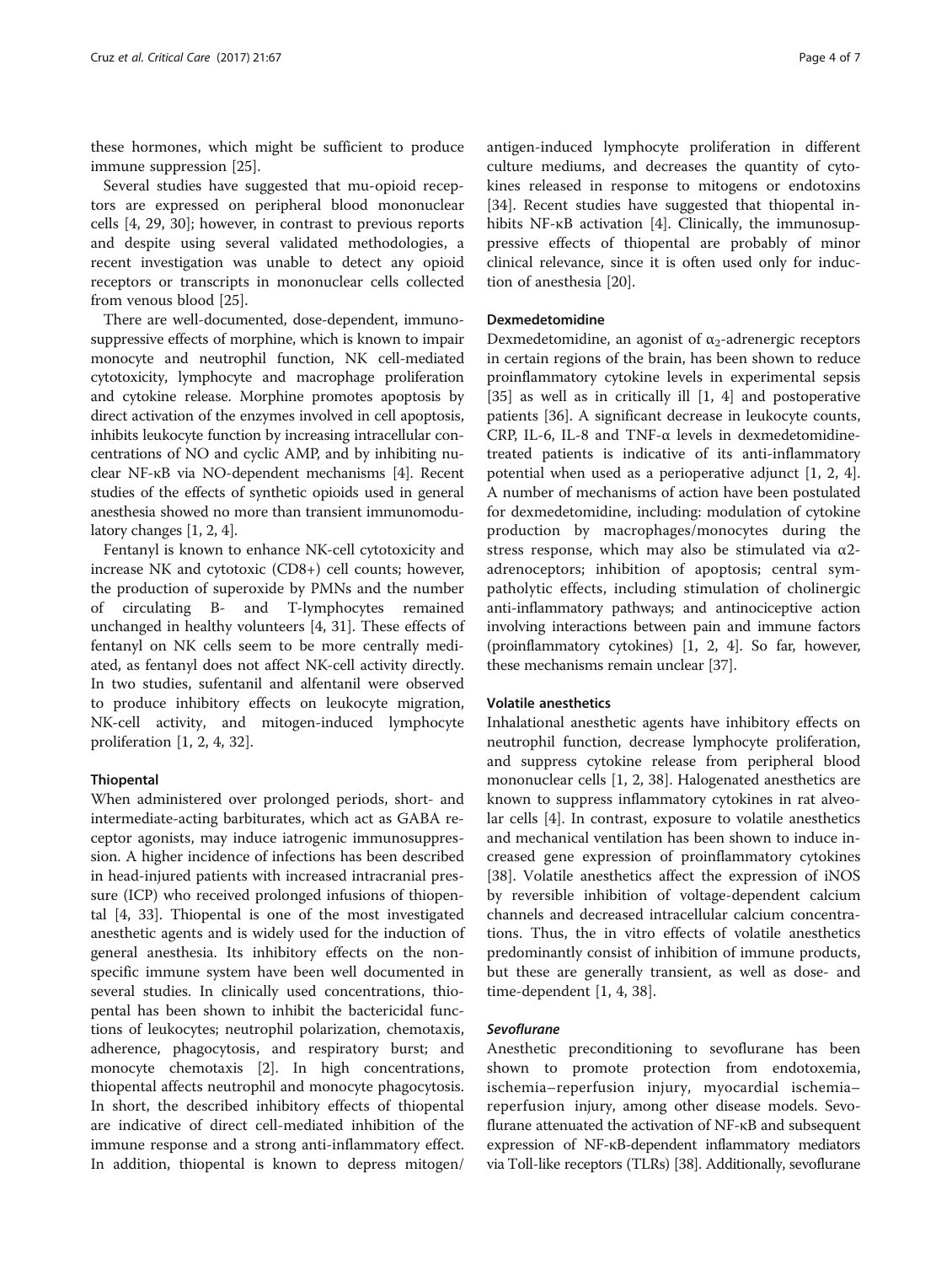these hormones, which might be sufficient to produce immune suppression [25].

Several studies have suggested that mu-opioid receptors are expressed on peripheral blood mononuclear cells [4, 29, 30]; however, in contrast to previous reports and despite using several validated methodologies, a recent investigation was unable to detect any opioid receptors or transcripts in mononuclear cells collected from venous blood [25].

There are well-documented, dose-dependent, immunosuppressive effects of morphine, which is known to impair monocyte and neutrophil function, NK cell-mediated cytotoxicity, lymphocyte and macrophage proliferation and cytokine release. Morphine promotes apoptosis by direct activation of the enzymes involved in cell apoptosis, inhibits leukocyte function by increasing intracellular concentrations of NO and cyclic AMP, and by inhibiting nuclear NF-κB via NO-dependent mechanisms [4]. Recent studies of the effects of synthetic opioids used in general anesthesia showed no more than transient immunomodulatory changes [1, 2, 4].

Fentanyl is known to enhance NK-cell cytotoxicity and increase NK and cytotoxic (CD8+) cell counts; however, the production of superoxide by PMNs and the number of circulating B- and T-lymphocytes remained unchanged in healthy volunteers [4, 31]. These effects of fentanyl on NK cells seem to be more centrally mediated, as fentanyl does not affect NK-cell activity directly. In two studies, sufentanil and alfentanil were observed to produce inhibitory effects on leukocyte migration, NK-cell activity, and mitogen-induced lymphocyte proliferation [1, 2, 4, 32].

### Thiopental

When administered over prolonged periods, short- and intermediate-acting barbiturates, which act as GABA receptor agonists, may induce iatrogenic immunosuppression. A higher incidence of infections has been described in head-injured patients with increased intracranial pressure (ICP) who received prolonged infusions of thiopental [4, 33]. Thiopental is one of the most investigated anesthetic agents and is widely used for the induction of general anesthesia. Its inhibitory effects on the nonspecific immune system have been well documented in several studies. In clinically used concentrations, thiopental has been shown to inhibit the bactericidal functions of leukocytes; neutrophil polarization, chemotaxis, adherence, phagocytosis, and respiratory burst; and monocyte chemotaxis [2]. In high concentrations, thiopental affects neutrophil and monocyte phagocytosis. In short, the described inhibitory effects of thiopental are indicative of direct cell-mediated inhibition of the immune response and a strong anti-inflammatory effect. In addition, thiopental is known to depress mitogen/antigen-induced lymphocyte proliferation in different culture mediums, and decreases the quantity of cytokines released in response to mitogens or endotoxins [34]. Recent studies have suggested that thiopental inhibits NF-κB activation [4]. Clinically, the immunosuppressive effects of thiopental are probably of minor clinical relevance, since it is often used only for induction of anesthesia [20].

### Dexmedetomidine

Dexmedetomidine, an agonist of $\alpha_2$-adrenergic receptors in certain regions of the brain, has been shown to reduce proinflammatory cytokine levels in experimental sepsis [35] as well as in critically ill [1, 4] and postoperative patients [36]. A significant decrease in leukocyte counts, CRP, IL-6, IL-8 and TNF-α levels in dexmedetomidine-treated patients is indicative of its anti-inflammatory potential when used as a perioperative adjunct [1, 2, 4]. A number of mechanisms of action have been postulated for dexmedetomidine, including: modulation of cytokine production by macrophages/monocytes during the stress response, which may also be stimulated via $\alpha$2-adrenoceptors; inhibition of apoptosis; central sympatholytic effects, including stimulation of cholinergic anti-inflammatory pathways; and antinociceptive action involving interactions between pain and immune factors (proinflammatory cytokines) [1, 2, 4]. So far, however, these mechanisms remain unclear [37].

### Volatile anesthetics

Inhalational anesthetic agents have inhibitory effects on neutrophil function, decrease lymphocyte proliferation, and suppress cytokine release from peripheral blood mononuclear cells [1, 2, 38]. Halogenated anesthetics are known to suppress inflammatory cytokines in rat alveolar cells [4]. In contrast, exposure to volatile anesthetics and mechanical ventilation has been shown to induce increased gene expression of proinflammatory cytokines [38]. Volatile anesthetics affect the expression of iNOS by reversible inhibition of voltage-dependent calcium channels and decreased intracellular calcium concentrations. Thus, the in vitro effects of volatile anesthetics predominantly consist of inhibition of immune products, but these are generally transient, as well as dose- and time-dependent [1, 4, 38].

#### *Sevoflurane*

Anesthetic preconditioning to sevoflurane has been shown to promote protection from endotoxemia, ischemia–reperfusion injury, myocardial ischemia–reperfusion injury, among other disease models. Sevoflurane attenuated the activation of NF-κB and subsequent expression of NF-κB-dependent inflammatory mediators via Toll-like receptors (TLRs) [38]. Additionally, sevoflurane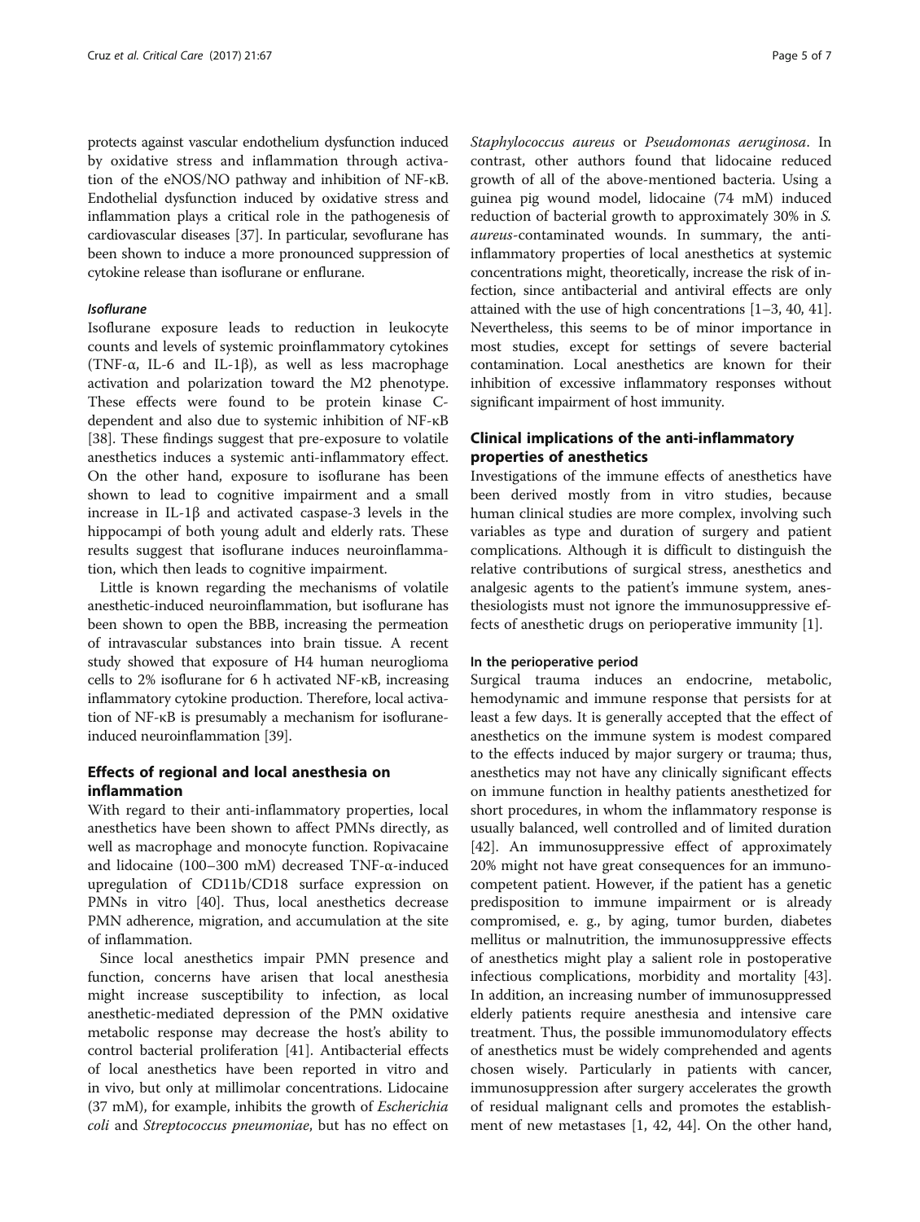protects against vascular endothelium dysfunction induced by oxidative stress and inflammation through activation of the eNOS/NO pathway and inhibition of NF-κB. Endothelial dysfunction induced by oxidative stress and inflammation plays a critical role in the pathogenesis of cardiovascular diseases [37]. In particular, sevoflurane has been shown to induce a more pronounced suppression of cytokine release than isoflurane or enflurane.

#### *Isoflurane*

Isoflurane exposure leads to reduction in leukocyte counts and levels of systemic proinflammatory cytokines (TNF-α, IL-6 and IL-1β), as well as less macrophage activation and polarization toward the M2 phenotype. These effects were found to be protein kinase C-dependent and also due to systemic inhibition of NF-κB [38]. These findings suggest that pre-exposure to volatile anesthetics induces a systemic anti-inflammatory effect. On the other hand, exposure to isoflurane has been shown to lead to cognitive impairment and a small increase in IL-1β and activated caspase-3 levels in the hippocampi of both young adult and elderly rats. These results suggest that isoflurane induces neuroinflammation, which then leads to cognitive impairment.

Little is known regarding the mechanisms of volatile anesthetic-induced neuroinflammation, but isoflurane has been shown to open the BBB, increasing the permeation of intravascular substances into brain tissue. A recent study showed that exposure of H4 human neuroglioma cells to 2% isoflurane for 6 h activated NF-κB, increasing inflammatory cytokine production. Therefore, local activation of NF-κB is presumably a mechanism for isoflurane-induced neuroinflammation [39].

## Effects of regional and local anesthesia on inflammation

With regard to their anti-inflammatory properties, local anesthetics have been shown to affect PMNs directly, as well as macrophage and monocyte function. Ropivacaine and lidocaine (100–300 mM) decreased TNF-α-induced upregulation of CD11b/CD18 surface expression on PMNs in vitro [40]. Thus, local anesthetics decrease PMN adherence, migration, and accumulation at the site of inflammation.

Since local anesthetics impair PMN presence and function, concerns have arisen that local anesthesia might increase susceptibility to infection, as local anesthetic-mediated depression of the PMN oxidative metabolic response may decrease the host's ability to control bacterial proliferation [41]. Antibacterial effects of local anesthetics have been reported in vitro and in vivo, but only at millimolar concentrations. Lidocaine (37 mM), for example, inhibits the growth of *Escherichia coli* and *Streptococcus pneumoniae*, but has no effect on *Staphylococcus aureus* or *Pseudomonas aeruginosa*. In contrast, other authors found that lidocaine reduced growth of all of the above-mentioned bacteria. Using a guinea pig wound model, lidocaine (74 mM) induced reduction of bacterial growth to approximately 30% in *S. aureus*-contaminated wounds. In summary, the anti-inflammatory properties of local anesthetics at systemic concentrations might, theoretically, increase the risk of infection, since antibacterial and antiviral effects are only attained with the use of high concentrations [1–3, 40, 41]. Nevertheless, this seems to be of minor importance in most studies, except for settings of severe bacterial contamination. Local anesthetics are known for their inhibition of excessive inflammatory responses without significant impairment of host immunity.

## Clinical implications of the anti-inflammatory properties of anesthetics

Investigations of the immune effects of anesthetics have been derived mostly from in vitro studies, because human clinical studies are more complex, involving such variables as type and duration of surgery and patient complications. Although it is difficult to distinguish the relative contributions of surgical stress, anesthetics and analgesic agents to the patient's immune system, anesthesiologists must not ignore the immunosuppressive effects of anesthetic drugs on perioperative immunity [1].

### In the perioperative period

Surgical trauma induces an endocrine, metabolic, hemodynamic and immune response that persists for at least a few days. It is generally accepted that the effect of anesthetics on the immune system is modest compared to the effects induced by major surgery or trauma; thus, anesthetics may not have any clinically significant effects on immune function in healthy patients anesthetized for short procedures, in whom the inflammatory response is usually balanced, well controlled and of limited duration [42]. An immunosuppressive effect of approximately 20% might not have great consequences for an immunocompetent patient. However, if the patient has a genetic predisposition to immune impairment or is already compromised, e. g., by aging, tumor burden, diabetes mellitus or malnutrition, the immunosuppressive effects of anesthetics might play a salient role in postoperative infectious complications, morbidity and mortality [43]. In addition, an increasing number of immunosuppressed elderly patients require anesthesia and intensive care treatment. Thus, the possible immunomodulatory effects of anesthetics must be widely comprehended and agents chosen wisely. Particularly in patients with cancer, immunosuppression after surgery accelerates the growth of residual malignant cells and promotes the establishment of new metastases [1, 42, 44]. On the other hand,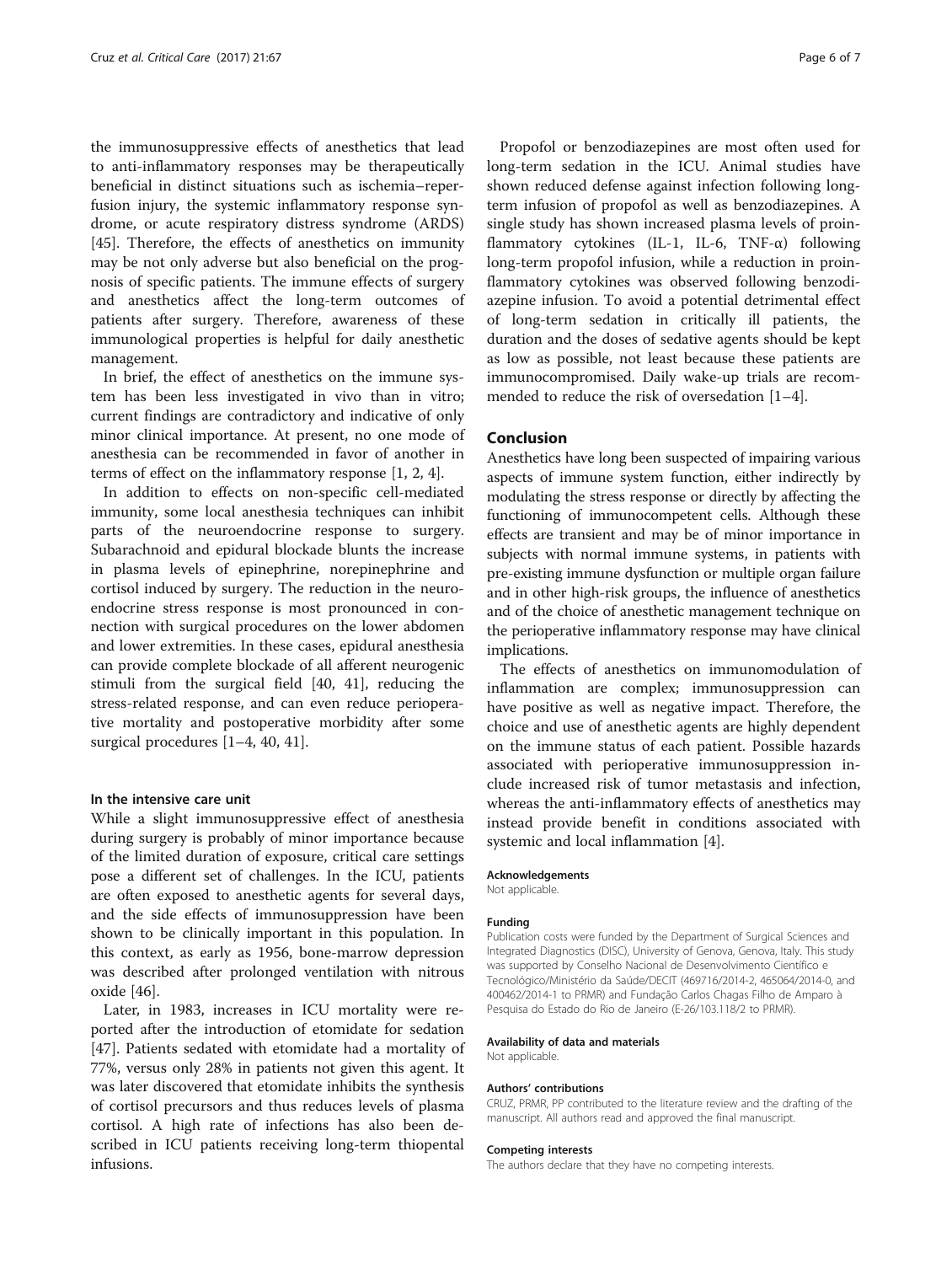the immunosuppressive effects of anesthetics that lead to anti-inflammatory responses may be therapeutically beneficial in distinct situations such as ischemia–reperfusion injury, the systemic inflammatory response syndrome, or acute respiratory distress syndrome (ARDS) [45]. Therefore, the effects of anesthetics on immunity may be not only adverse but also beneficial on the prognosis of specific patients. The immune effects of surgery and anesthetics affect the long-term outcomes of patients after surgery. Therefore, awareness of these immunological properties is helpful for daily anesthetic management.

In brief, the effect of anesthetics on the immune system has been less investigated in vivo than in vitro; current findings are contradictory and indicative of only minor clinical importance. At present, no one mode of anesthesia can be recommended in favor of another in terms of effect on the inflammatory response [1, 2, 4].

In addition to effects on non-specific cell-mediated immunity, some local anesthesia techniques can inhibit parts of the neuroendocrine response to surgery. Subarachnoid and epidural blockade blunts the increase in plasma levels of epinephrine, norepinephrine and cortisol induced by surgery. The reduction in the neuroendocrine stress response is most pronounced in connection with surgical procedures on the lower abdomen and lower extremities. In these cases, epidural anesthesia can provide complete blockade of all afferent neurogenic stimuli from the surgical field [40, 41], reducing the stress-related response, and can even reduce perioperative mortality and postoperative morbidity after some surgical procedures [1–4, 40, 41].

### In the intensive care unit

While a slight immunosuppressive effect of anesthesia during surgery is probably of minor importance because of the limited duration of exposure, critical care settings pose a different set of challenges. In the ICU, patients are often exposed to anesthetic agents for several days, and the side effects of immunosuppression have been shown to be clinically important in this population. In this context, as early as 1956, bone-marrow depression was described after prolonged ventilation with nitrous oxide [46].

Later, in 1983, increases in ICU mortality were reported after the introduction of etomidate for sedation [47]. Patients sedated with etomidate had a mortality of 77%, versus only 28% in patients not given this agent. It was later discovered that etomidate inhibits the synthesis of cortisol precursors and thus reduces levels of plasma cortisol. A high rate of infections has also been described in ICU patients receiving long-term thiopental infusions.

Propofol or benzodiazepines are most often used for long-term sedation in the ICU. Animal studies have shown reduced defense against infection following long-term infusion of propofol as well as benzodiazepines. A single study has shown increased plasma levels of proinflammatory cytokines (IL-1, IL-6, TNF-α) following long-term propofol infusion, while a reduction in proinflammatory cytokines was observed following benzodiazepine infusion. To avoid a potential detrimental effect of long-term sedation in critically ill patients, the duration and the doses of sedative agents should be kept as low as possible, not least because these patients are immunocompromised. Daily wake-up trials are recommended to reduce the risk of oversedation [1–4].

## Conclusion

Anesthetics have long been suspected of impairing various aspects of immune system function, either indirectly by modulating the stress response or directly by affecting the functioning of immunocompetent cells. Although these effects are transient and may be of minor importance in subjects with normal immune systems, in patients with pre-existing immune dysfunction or multiple organ failure and in other high-risk groups, the influence of anesthetics and of the choice of anesthetic management technique on the perioperative inflammatory response may have clinical implications.

The effects of anesthetics on immunomodulation of inflammation are complex; immunosuppression can have positive as well as negative impact. Therefore, the choice and use of anesthetic agents are highly dependent on the immune status of each patient. Possible hazards associated with perioperative immunosuppression include increased risk of tumor metastasis and infection, whereas the anti-inflammatory effects of anesthetics may instead provide benefit in conditions associated with systemic and local inflammation [4].

#### Acknowledgements

Not applicable.

#### Funding

Publication costs were funded by the Department of Surgical Sciences and Integrated Diagnostics (DISC), University of Genova, Genova, Italy. This study was supported by Conselho Nacional de Desenvolvimento Científico e Tecnológico/Ministério da Saúde/DECIT (469716/2014-2, 465064/2014-0, and 400462/2014-1 to PRMR) and Fundação Carlos Chagas Filho de Amparo à Pesquisa do Estado do Rio de Janeiro (E-26/103.118/2 to PRMR).

#### Availability of data and materials

Not applicable.

#### Authors' contributions

CRUZ, PRMR, PP contributed to the literature review and the drafting of the manuscript. All authors read and approved the final manuscript.

#### Competing interests

The authors declare that they have no competing interests.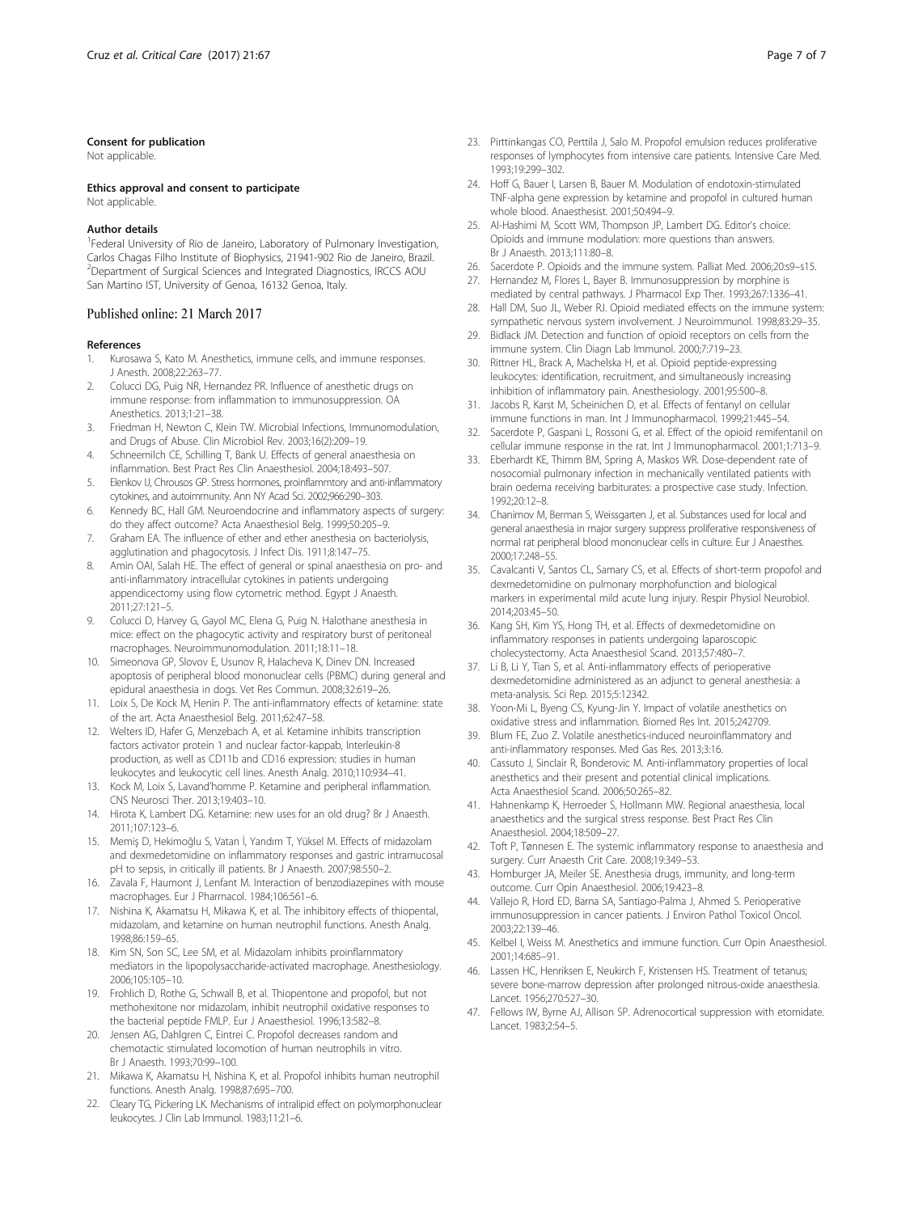## Consent for publication

Not applicable.

## Ethics approval and consent to participate

Not applicable.

## Author details

[1]Federal University of Rio de Janeiro, Laboratory of Pulmonary Investigation, Carlos Chagas Filho Institute of Biophysics, 21941-902 Rio de Janeiro, Brazil. [2]Department of Surgical Sciences and Integrated Diagnostics, IRCCS AOU San Martino IST, University of Genoa, 16132 Genoa, Italy.

Published online: 21 March 2017

## References

1. Kurosawa S, Kato M. Anesthetics, immune cells, and immune responses. J Anesth. 2008;22:263–77.
2. Colucci DG, Puig NR, Hernandez PR. Influence of anesthetic drugs on immune response: from inflammation to immunosuppression. OA Anesthetics. 2013;1:21–38.
3. Friedman H, Newton C, Klein TW. Microbial Infections, Immunomodulation, and Drugs of Abuse. Clin Microbiol Rev. 2003;16(2):209–19.
4. Schneemilch CE, Schilling T, Bank U. Effects of general anaesthesia on inflammation. Best Pract Res Clin Anaesthesiol. 2004;18:493–507.
5. Elenkov IJ, Chrousos GP. Stress hormones, proinflammtory and anti-inflammatory cytokines, and autoimmunity. Ann NY Acad Sci. 2002;966:290–303.
6. Kennedy BC, Hall GM. Neuroendocrine and inflammatory aspects of surgery: do they affect outcome? Acta Anaesthesiol Belg. 1999;50:205–9.
7. Graham EA. The influence of ether and ether anesthesia on bacteriolysis, agglutination and phagocytosis. J Infect Dis. 1911;8:147–75.
8. Amin OAI, Salah HE. The effect of general or spinal anaesthesia on pro- and anti-inflammatory intracellular cytokines in patients undergoing appendicectomy using flow cytometric method. Egypt J Anaesth. 2011;27:121–5.
9. Colucci D, Harvey G, Gayol MC, Elena G, Puig N. Halothane anesthesia in mice: effect on the phagocytic activity and respiratory burst of peritoneal macrophages. Neuroimmunomodulation. 2011;18:11–18.
10. Simeonova GP, Slovov E, Usunov R, Halacheva K, Dinev DN. Increased apoptosis of peripheral blood mononuclear cells (PBMC) during general and epidural anaesthesia in dogs. Vet Res Commun. 2008;32:619–26.
11. Loix S, De Kock M, Henin P. The anti-inflammatory effects of ketamine: state of the art. Acta Anaesthesiol Belg. 2011;62:47–58.
12. Welters ID, Hafer G, Menzebach A, et al. Ketamine inhibits transcription factors activator protein 1 and nuclear factor-kappaB, Interleukin-8 production, as well as CD11b and CD16 expression: studies in human leukocytes and leukocytic cell lines. Anesth Analg. 2010;110:934–41.
13. Kock M, Loix S, Lavand'homme P. Ketamine and peripheral inflammation. CNS Neurosci Ther. 2013;19:403–10.
14. Hirota K, Lambert DG. Ketamine: new uses for an old drug? Br J Anaesth. 2011;107:123–6.
15. Memiş D, Hekimoğlu S, Vatan İ, Yandım T, Yüksel M. Effects of midazolam and dexmedetomidine on inflammatory responses and gastric intramucosal pH to sepsis, in critically ill patients. Br J Anaesth. 2007;98:550–2.
16. Zavala F, Haumont J, Lenfant M. Interaction of benzodiazepines with mouse macrophages. Eur J Pharmacol. 1984;106:561–6.
17. Nishina K, Akamatsu H, Mikawa K, et al. The inhibitory effects of thiopental, midazolam, and ketamine on human neutrophil functions. Anesth Analg. 1998;86:159–65.
18. Kim SN, Son SC, Lee SM, et al. Midazolam inhibits proinflammatory mediators in the lipopolysaccharide-activated macrophage. Anesthesiology. 2006;105:105–10.
19. Frohlich D, Rothe G, Schwall B, et al. Thiopentone and propofol, but not methohexitone nor midazolam, inhibit neutrophil oxidative responses to the bacterial peptide FMLP. Eur J Anaesthesiol. 1996;13:582–8.
20. Jensen AG, Dahlgren C, Eintrei C. Propofol decreases random and chemotactic stimulated locomotion of human neutrophils in vitro. Br J Anaesth. 1993;70:99–100.
21. Mikawa K, Akamatsu H, Nishina K, et al. Propofol inhibits human neutrophil functions. Anesth Analg. 1998;87:695–700.
22. Cleary TG, Pickering LK. Mechanisms of intralipid effect on polymorphonuclear leukocytes. J Clin Lab Immunol. 1983;11:21–6.
23. Pirttinkangas CO, Perttila J, Salo M. Propofol emulsion reduces proliferative responses of lymphocytes from intensive care patients. Intensive Care Med. 1993;19:299–302.
24. Hoff G, Bauer I, Larsen B, Bauer M. Modulation of endotoxin-stimulated TNF-alpha gene expression by ketamine and propofol in cultured human whole blood. Anaesthesist. 2001;50:494–9.
25. Al-Hashimi M, Scott WM, Thompson JP, Lambert DG. Editor's choice: Opioids and immune modulation: more questions than answers. Br J Anaesth. 2013;111:80–8.
26. Sacerdote P. Opioids and the immune system. Palliat Med. 2006;20:s9–s15.
27. Hernandez M, Flores L, Bayer B. Immunosuppression by morphine is mediated by central pathways. J Pharmacol Exp Ther. 1993;267:1336–41.
28. Hall DM, Suo JL, Weber RJ. Opioid mediated effects on the immune system: sympathetic nervous system involvement. J Neuroimmunol. 1998;83:29–35.
29. Bidlack JM. Detection and function of opioid receptors on cells from the immune system. Clin Diagn Lab Immunol. 2000;7:719–23.
30. Rittner HL, Brack A, Machelska H, et al. Opioid peptide-expressing leukocytes: identification, recruitment, and simultaneously increasing inhibition of inflammatory pain. Anesthesiology. 2001;95:500–8.
31. Jacobs R, Karst M, Scheinichen D, et al. Effects of fentanyl on cellular immune functions in man. Int J Immunopharmacol. 1999;21:445–54.
32. Sacerdote P, Gaspani L, Rossoni G, et al. Effect of the opioid remifentanil on cellular immune response in the rat. Int J Immunopharmacol. 2001;1:713–9.
33. Eberhardt KE, Thimm BM, Spring A, Maskos WR. Dose-dependent rate of nosocomial pulmonary infection in mechanically ventilated patients with brain oedema receiving barbiturates: a prospective case study. Infection. 1992;20:12–8.
34. Chanimov M, Berman S, Weissgarten J, et al. Substances used for local and general anaesthesia in major surgery suppress proliferative responsiveness of normal rat peripheral blood mononuclear cells in culture. Eur J Anaesthes. 2000;17:248–55.
35. Cavalcanti V, Santos CL, Samary CS, et al. Effects of short-term propofol and dexmedetomidine on pulmonary morphofunction and biological markers in experimental mild acute lung injury. Respir Physiol Neurobiol. 2014;203:45–50.
36. Kang SH, Kim YS, Hong TH, et al. Effects of dexmedetomidine on inflammatory responses in patients undergoing laparoscopic cholecystectomy. Acta Anaesthesiol Scand. 2013;57:480–7.
37. Li B, Li Y, Tian S, et al. Anti-inflammatory effects of perioperative dexmedetomidine administered as an adjunct to general anesthesia: a meta-analysis. Sci Rep. 2015;5:12342.
38. Yoon-Mi L, Byeng CS, Kyung-Jin Y. Impact of volatile anesthetics on oxidative stress and inflammation. Biomed Res Int. 2015;242709.
39. Blum FE, Zuo Z. Volatile anesthetics-induced neuroinflammatory and anti-inflammatory responses. Med Gas Res. 2013;3:16.
40. Cassuto J, Sinclair R, Bonderovic M. Anti-inflammatory properties of local anesthetics and their present and potential clinical implications. Acta Anaesthesiol Scand. 2006;50:265–82.
41. Hahnenkamp K, Herroeder S, Hollmann MW. Regional anaesthesia, local anaesthetics and the surgical stress response. Best Pract Res Clin Anaesthesiol. 2004;18:509–27.
42. Toft P, Tønnesen E. The systemic inflammatory response to anaesthesia and surgery. Curr Anaesth Crit Care. 2008;19:349–53.
43. Homburger JA, Meiler SE. Anesthesia drugs, immunity, and long-term outcome. Curr Opin Anaesthesiol. 2006;19:423–8.
44. Vallejo R, Hord ED, Barna SA, Santiago-Palma J, Ahmed S. Perioperative immunosuppression in cancer patients. J Environ Pathol Toxicol Oncol. 2003;22:139–46.
45. Kelbel I, Weiss M. Anesthetics and immune function. Curr Opin Anaesthesiol. 2001;14:685–91.
46. Lassen HC, Henriksen E, Neukirch F, Kristensen HS. Treatment of tetanus; severe bone-marrow depression after prolonged nitrous-oxide anaesthesia. Lancet. 1956;270:527–30.
47. Fellows IW, Byrne AJ, Allison SP. Adrenocortical suppression with etomidate. Lancet. 1983;2:54–5.